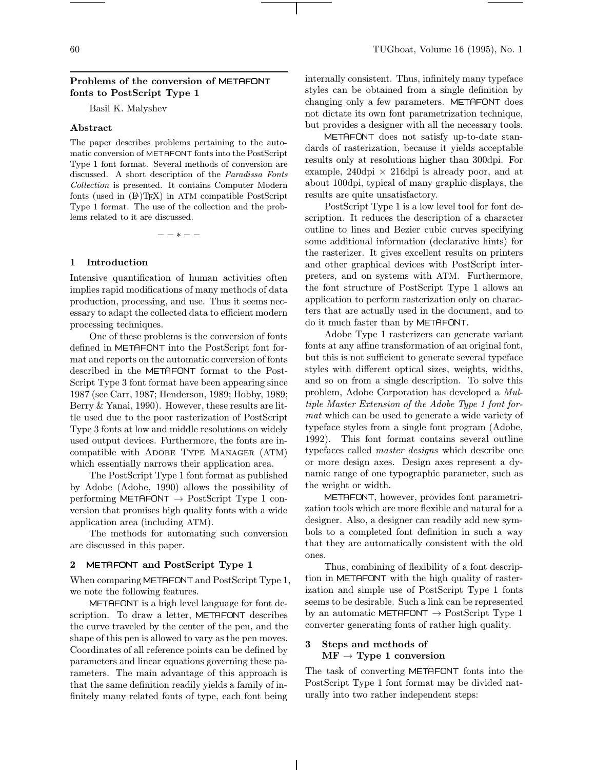## Problems of the conversion of METAFONT fonts to PostScript Type 1

Basil K. Malyshev

### Abstract

The paper describes problems pertaining to the automatic conversion of METAFONT fonts into the PostScript Type 1 font format. Several methods of conversion are discussed. A short description of the *Paradissa Fonts Collection* is presented. It contains Computer Modern fonts (used in (LA)TEX) in ATM compatible PostScript Type 1 format. The use of the collection and the problems related to it are discussed.

— — * — —

### 1 Introduction

Intensive quantification of human activities often implies rapid modifications of many methods of data production, processing, and use. Thus it seems necessary to adapt the collected data to efficient modern processing techniques.

One of these problems is the conversion of fonts defined in METAFONT into the PostScript font format and reports on the automatic conversion of fonts described in the METAFONT format to the PostScript Type 3 font format have been appearing since 1987 (see Carr, 1987; Henderson, 1989; Hobby, 1989; Berry & Yanai, 1990). However, these results are little used due to the poor rasterization of PostScript Type 3 fonts at low and middle resolutions on widely used output devices. Furthermore, the fonts are incompatible with Adobe Type Manager (ATM) which essentially narrows their application area.

The PostScript Type 1 font format as published by Adobe (Adobe, 1990) allows the possibility of performing METAFONT → PostScript Type 1 conversion that promises high quality fonts with a wide application area (including ATM).

The methods for automating such conversion are discussed in this paper.

### 2 METAFONT and PostScript Type 1

When comparing METAFONT and PostScript Type 1, we note the following features.

METAFONT is a high level language for font description. To draw a letter, METAFONT describes the curve traveled by the center of the pen, and the shape of this pen is allowed to vary as the pen moves. Coordinates of all reference points can be defined by parameters and linear equations governing these parameters. The main advantage of this approach is that the same definition readily yields a family of infinitely many related fonts of type, each font being internally consistent. Thus, infinitely many typeface styles can be obtained from a single definition by changing only a few parameters. METAFONT does not dictate its own font parametrization technique, but provides a designer with all the necessary tools.

METAFONT does not satisfy up-to-date standards of rasterization, because it yields acceptable results only at resolutions higher than 300dpi. For example, 240dpi × 216dpi is already poor, and at about 100dpi, typical of many graphic displays, the results are quite unsatisfactory.

PostScript Type 1 is a low level tool for font description. It reduces the description of a character outline to lines and Bezier cubic curves specifying some additional information (declarative hints) for the rasterizer. It gives excellent results on printers and other graphical devices with PostScript interpreters, and on systems with ATM. Furthermore, the font structure of PostScript Type 1 allows an application to perform rasterization only on characters that are actually used in the document, and to do it much faster than by METAFONT.

Adobe Type 1 rasterizers can generate variant fonts at any affine transformation of an original font, but this is not sufficient to generate several typeface styles with different optical sizes, weights, widths, and so on from a single description. To solve this problem, Adobe Corporation has developed a *Multiple Master Extension of the Adobe Type 1 font format* which can be used to generate a wide variety of typeface styles from a single font program (Adobe, 1992). This font format contains several outline typefaces called *master designs* which describe one or more design axes. Design axes represent a dynamic range of one typographic parameter, such as the weight or width.

METAFONT, however, provides font parametrization tools which are more flexible and natural for a designer. Also, a designer can readily add new symbols to a completed font definition in such a way that they are automatically consistent with the old ones.

Thus, combining of flexibility of a font description in METAFONT with the high quality of rasterization and simple use of PostScript Type 1 fonts seems to be desirable. Such a link can be represented by an automatic METAFONT → PostScript Type 1 converter generating fonts of rather high quality.

### 3 Steps and methods of MF → Type 1 conversion

The task of converting METAFONT fonts into the PostScript Type 1 font format may be divided naturally into two rather independent steps: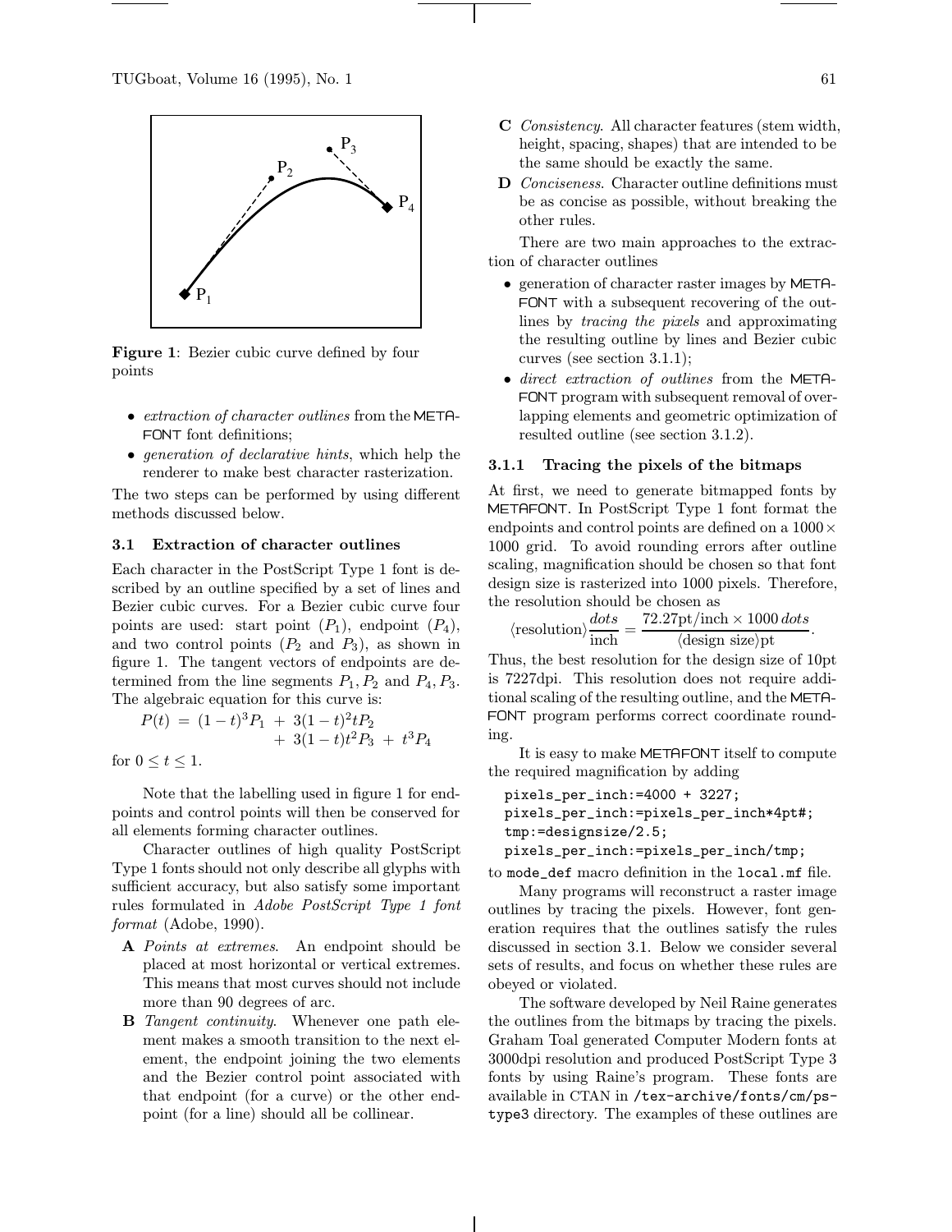**Figure 1**: Bezier cubic curve defined by four points

- *extraction of character outlines* from the METAFONT font definitions;
- *generation of declarative hints*, which help the renderer to make best character rasterization.

The two steps can be performed by using different methods discussed below.

### 3.1 Extraction of character outlines

Each character in the PostScript Type 1 font is described by an outline specified by a set of lines and Bezier cubic curves. For a Bezier cubic curve four points are used: start point ($P_1$), endpoint ($P_4$), and two control points ($P_2$ and $P_3$), as shown in figure 1. The tangent vectors of endpoints are determined from the line segments $P_1, P_2$ and $P_4, P_3$. The algebraic equation for this curve is:

$$P(t) = (1-t)^3 P_1 + 3(1-t)^2 t P_2 + 3(1-t)t^2 P_3 + t^3 P_4$$

for $0 \leq t \leq 1$.

Note that the labelling used in figure 1 for endpoints and control points will then be conserved for all elements forming character outlines.

Character outlines of high quality PostScript Type 1 fonts should not only describe all glyphs with sufficient accuracy, but also satisfy some important rules formulated in *Adobe PostScript Type 1 font format* (Adobe, 1990).

- **A** *Points at extremes*. An endpoint should be placed at most horizontal or vertical extremes. This means that most curves should not include more than 90 degrees of arc.
- **B** *Tangent continuity*. Whenever one path element makes a smooth transition to the next element, the endpoint joining the two elements and the Bezier control point associated with that endpoint (for a curve) or the other endpoint (for a line) should all be collinear.
- **C** *Consistency*. All character features (stem width, height, spacing, shapes) that are intended to be the same should be exactly the same.
- **D** *Conciseness*. Character outline definitions must be as concise as possible, without breaking the other rules.

There are two main approaches to the extraction of character outlines

- generation of character raster images by METAFONT with a subsequent recovering of the outlines by *tracing the pixels* and approximating the resulting outline by lines and Bezier cubic curves (see section 3.1.1);
- *direct extraction of outlines* from the METAFONT program with subsequent removal of overlapping elements and geometric optimization of resulted outline (see section 3.1.2).

#### 3.1.1 Tracing the pixels of the bitmaps

At first, we need to generate bitmapped fonts by METAFONT. In PostScript Type 1 font format the endpoints and control points are defined on a $1000 \times 1000$ grid. To avoid rounding errors after outline scaling, magnification should be chosen so that font design size is rasterized into 1000 pixels. Therefore, the resolution should be chosen as

$$\langle\text{resolution}\rangle \frac{dots}{\text{inch}} = \frac{72.27\text{pt/inch} \times 1000\, dots}{\langle\text{design size}\rangle\text{pt}}.$$

Thus, the best resolution for the design size of 10pt is 7227dpi. This resolution does not require additional scaling of the resulting outline, and the METAFONT program performs correct coordinate rounding.

It is easy to make METAFONT itself to compute the required magnification by adding

```
pixels_per_inch:=4000 + 3227;
pixels_per_inch:=pixels_per_inch*4pt#;
tmp:=designsize/2.5;
pixels_per_inch:=pixels_per_inch/tmp;
```

to `mode_def` macro definition in the `local.mf` file.

Many programs will reconstruct a raster image outlines by tracing the pixels. However, font generation requires that the outlines satisfy the rules discussed in section 3.1. Below we consider several sets of results, and focus on whether these rules are obeyed or violated.

The software developed by Neil Raine generates the outlines from the bitmaps by tracing the pixels. Graham Toal generated Computer Modern fonts at 3000dpi resolution and produced PostScript Type 3 fonts by using Raine's program. These fonts are available in CTAN in `/tex-archive/fonts/cm/ps-type3` directory. The examples of these outlines are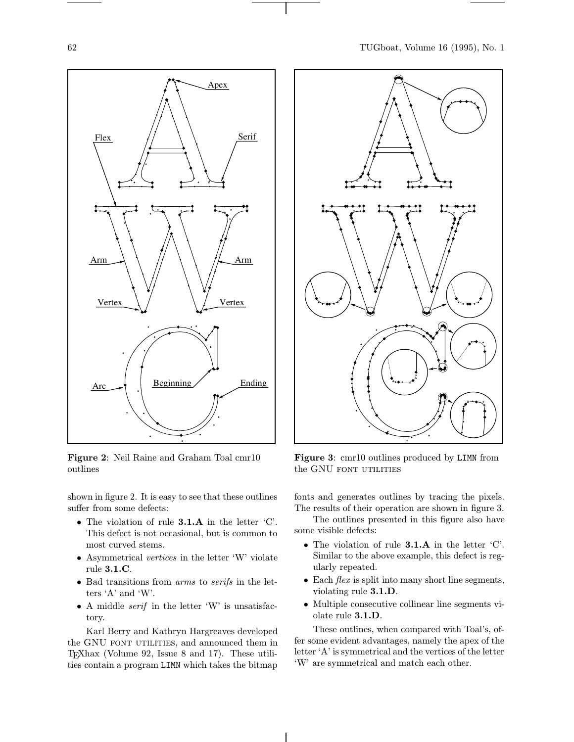Figure 2: Neil Raine and Graham Toal cmr10 outlines

Figure 3: cmr10 outlines produced by LIMN from the GNU FONT UTILITIES

shown in figure 2. It is easy to see that these outlines suffer from some defects:

- The violation of rule **3.1.A** in the letter 'C'. This defect is not occasional, but is common to most curved stems.
- Asymmetrical *vertices* in the letter 'W' violate rule **3.1.C**.
- Bad transitions from *arms* to *serifs* in the letters 'A' and 'W'.
- A middle *serif* in the letter 'W' is unsatisfactory.

Karl Berry and Kathryn Hargreaves developed the GNU FONT UTILITIES, and announced them in TeXhax (Volume 92, Issue 8 and 17). These utilities contain a program `LIMN` which takes the bitmap fonts and generates outlines by tracing the pixels. The results of their operation are shown in figure 3.

The outlines presented in this figure also have some visible defects:

- The violation of rule **3.1.A** in the letter 'C'. Similar to the above example, this defect is regularly repeated.
- Each *flex* is split into many short line segments, violating rule **3.1.D**.
- Multiple consecutive collinear line segments violate rule **3.1.D**.

These outlines, when compared with Toal's, offer some evident advantages, namely the apex of the letter 'A' is symmetrical and the vertices of the letter 'W' are symmetrical and match each other.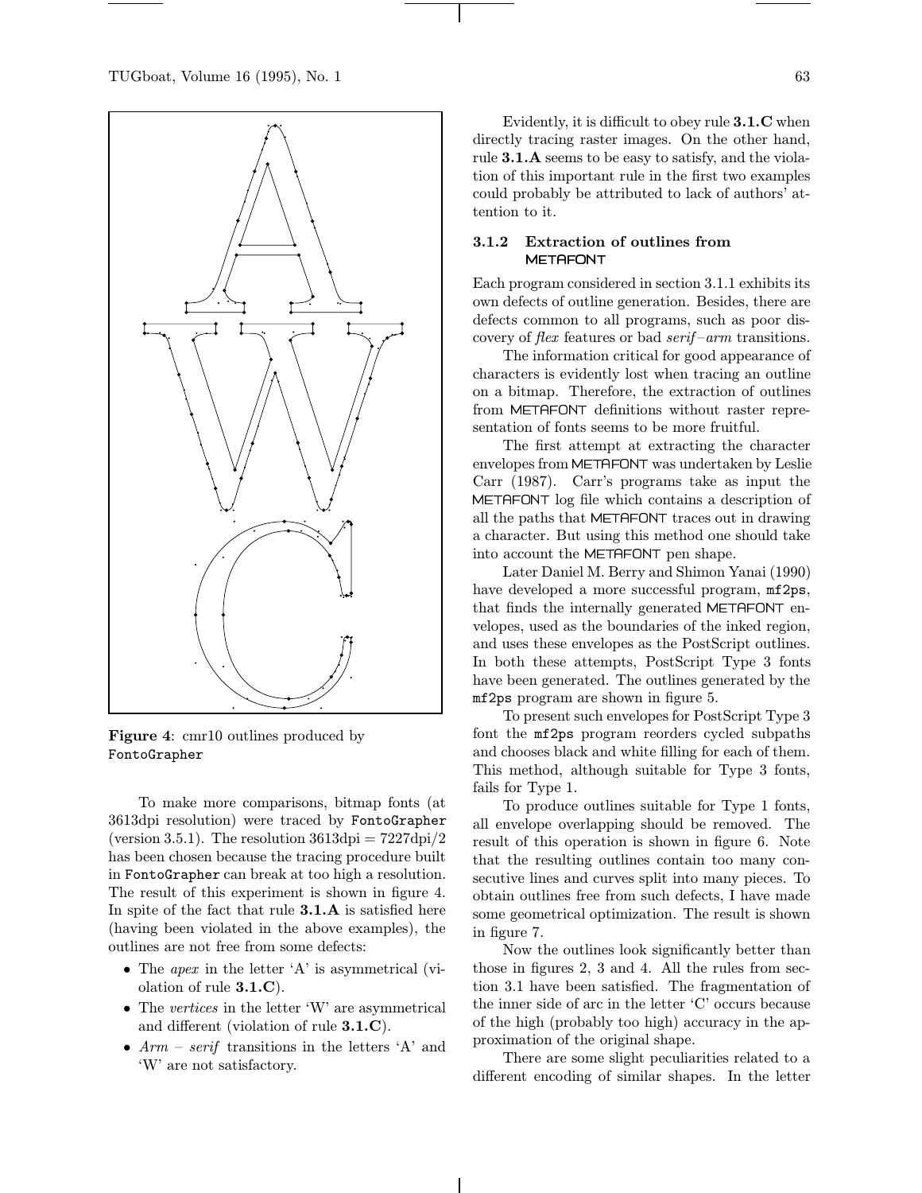**Figure 4**: cmr10 outlines produced by FontoGrapher

To make more comparisons, bitmap fonts (at 3613dpi resolution) were traced by FontoGrapher (version 3.5.1). The resolution 3613dpi = 7227dpi/2 has been chosen because the tracing procedure built in FontoGrapher can break at too high a resolution. The result of this experiment is shown in figure 4. In spite of the fact that rule **3.1.A** is satisfied here (having been violated in the above examples), the outlines are not free from some defects:

- The *apex* in the letter 'A' is asymmetrical (violation of rule **3.1.C**).
- The *vertices* in the letter 'W' are asymmetrical and different (violation of rule **3.1.C**).
- *Arm – serif* transitions in the letters 'A' and 'W' are not satisfactory.

Evidently, it is difficult to obey rule **3.1.C** when directly tracing raster images. On the other hand, rule **3.1.A** seems to be easy to satisfy, and the violation of this important rule in the first two examples could probably be attributed to lack of authors' attention to it.

### 3.1.2 Extraction of outlines from METAFONT

Each program considered in section 3.1.1 exhibits its own defects of outline generation. Besides, there are defects common to all programs, such as poor discovery of *flex* features or bad *serif–arm* transitions.

The information critical for good appearance of characters is evidently lost when tracing an outline on a bitmap. Therefore, the extraction of outlines from METAFONT definitions without raster representation of fonts seems to be more fruitful.

The first attempt at extracting the character envelopes from METAFONT was undertaken by Leslie Carr (1987). Carr's programs take as input the METAFONT log file which contains a description of all the paths that METAFONT traces out in drawing a character. But using this method one should take into account the METAFONT pen shape.

Later Daniel M. Berry and Shimon Yanai (1990) have developed a more successful program, mf2ps, that finds the internally generated METAFONT envelopes, used as the boundaries of the inked region, and uses these envelopes as the PostScript outlines. In both these attempts, PostScript Type 3 fonts have been generated. The outlines generated by the mf2ps program are shown in figure 5.

To present such envelopes for PostScript Type 3 font the mf2ps program reorders cycled subpaths and chooses black and white filling for each of them. This method, although suitable for Type 3 fonts, fails for Type 1.

To produce outlines suitable for Type 1 fonts, all envelope overlapping should be removed. The result of this operation is shown in figure 6. Note that the resulting outlines contain too many consecutive lines and curves split into many pieces. To obtain outlines free from such defects, I have made some geometrical optimization. The result is shown in figure 7.

Now the outlines look significantly better than those in figures 2, 3 and 4. All the rules from section 3.1 have been satisfied. The fragmentation of the inner side of arc in the letter 'C' occurs because of the high (probably too high) accuracy in the approximation of the original shape.

There are some slight peculiarities related to a different encoding of similar shapes. In the letter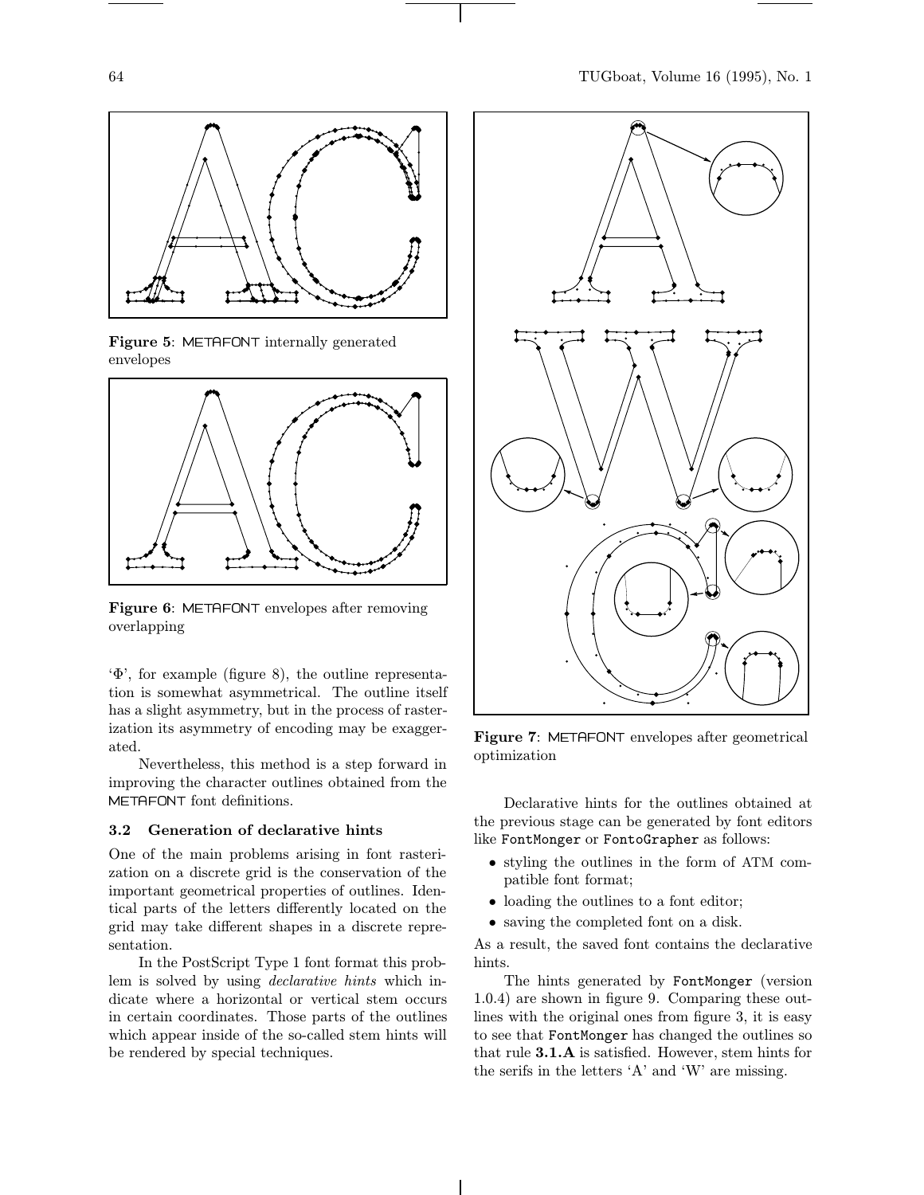Figure 5: METAFONT internally generated envelopes

Figure 6: METAFONT envelopes after removing overlapping

'Φ', for example (figure 8), the outline representation is somewhat asymmetrical. The outline itself has a slight asymmetry, but in the process of rasterization its asymmetry of encoding may be exaggerated.

Nevertheless, this method is a step forward in improving the character outlines obtained from the METAFONT font definitions.

### 3.2 Generation of declarative hints

One of the main problems arising in font rasterization on a discrete grid is the conservation of the important geometrical properties of outlines. Identical parts of the letters differently located on the grid may take different shapes in a discrete representation.

In the PostScript Type 1 font format this problem is solved by using *declarative hints* which indicate where a horizontal or vertical stem occurs in certain coordinates. Those parts of the outlines which appear inside of the so-called stem hints will be rendered by special techniques.

Figure 7: METAFONT envelopes after geometrical optimization

Declarative hints for the outlines obtained at the previous stage can be generated by font editors like `FontMonger` or `FontoGrapher` as follows:

- styling the outlines in the form of ATM compatible font format;
- loading the outlines to a font editor;
- saving the completed font on a disk.

As a result, the saved font contains the declarative hints.

The hints generated by `FontMonger` (version 1.0.4) are shown in figure 9. Comparing these outlines with the original ones from figure 3, it is easy to see that `FontMonger` has changed the outlines so that rule **3.1.A** is satisfied. However, stem hints for the serifs in the letters 'A' and 'W' are missing.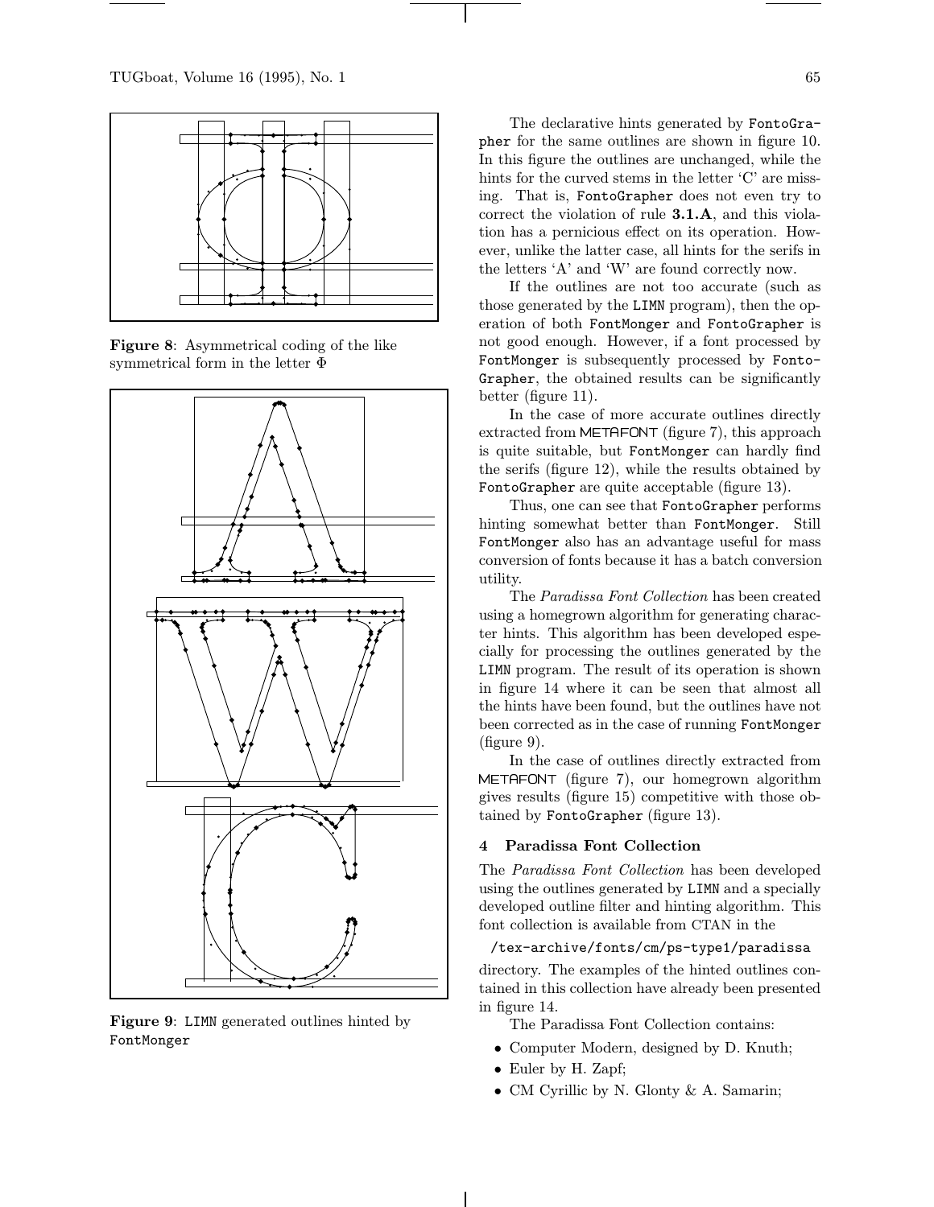Figure 8: Asymmetrical coding of the like symmetrical form in the letter $\Phi$

Figure 9: LIMN generated outlines hinted by FontMonger

The declarative hints generated by FontoGrapher for the same outlines are shown in figure 10. In this figure the outlines are unchanged, while the hints for the curved stems in the letter 'C' are missing. That is, FontoGrapher does not even try to correct the violation of rule **3.1.A**, and this violation has a pernicious effect on its operation. However, unlike the latter case, all hints for the serifs in the letters 'A' and 'W' are found correctly now.

If the outlines are not too accurate (such as those generated by the LIMN program), then the operation of both FontMonger and FontoGrapher is not good enough. However, if a font processed by FontMonger is subsequently processed by FontoGrapher, the obtained results can be significantly better (figure 11).

In the case of more accurate outlines directly extracted from METAFONT (figure 7), this approach is quite suitable, but FontMonger can hardly find the serifs (figure 12), while the results obtained by FontoGrapher are quite acceptable (figure 13).

Thus, one can see that FontoGrapher performs hinting somewhat better than FontMonger. Still FontMonger also has an advantage useful for mass conversion of fonts because it has a batch conversion utility.

The *Paradissa Font Collection* has been created using a homegrown algorithm for generating character hints. This algorithm has been developed especially for processing the outlines generated by the LIMN program. The result of its operation is shown in figure 14 where it can be seen that almost all the hints have been found, but the outlines have not been corrected as in the case of running FontMonger (figure 9).

In the case of outlines directly extracted from METAFONT (figure 7), our homegrown algorithm gives results (figure 15) competitive with those obtained by FontoGrapher (figure 13).

## 4 Paradissa Font Collection

The *Paradissa Font Collection* has been developed using the outlines generated by LIMN and a specially developed outline filter and hinting algorithm. This font collection is available from CTAN in the

/tex-archive/fonts/cm/ps-type1/paradissa

directory. The examples of the hinted outlines contained in this collection have already been presented in figure 14.

The Paradissa Font Collection contains:

- Computer Modern, designed by D. Knuth;
- Euler by H. Zapf;
- CM Cyrillic by N. Glonty & A. Samarin;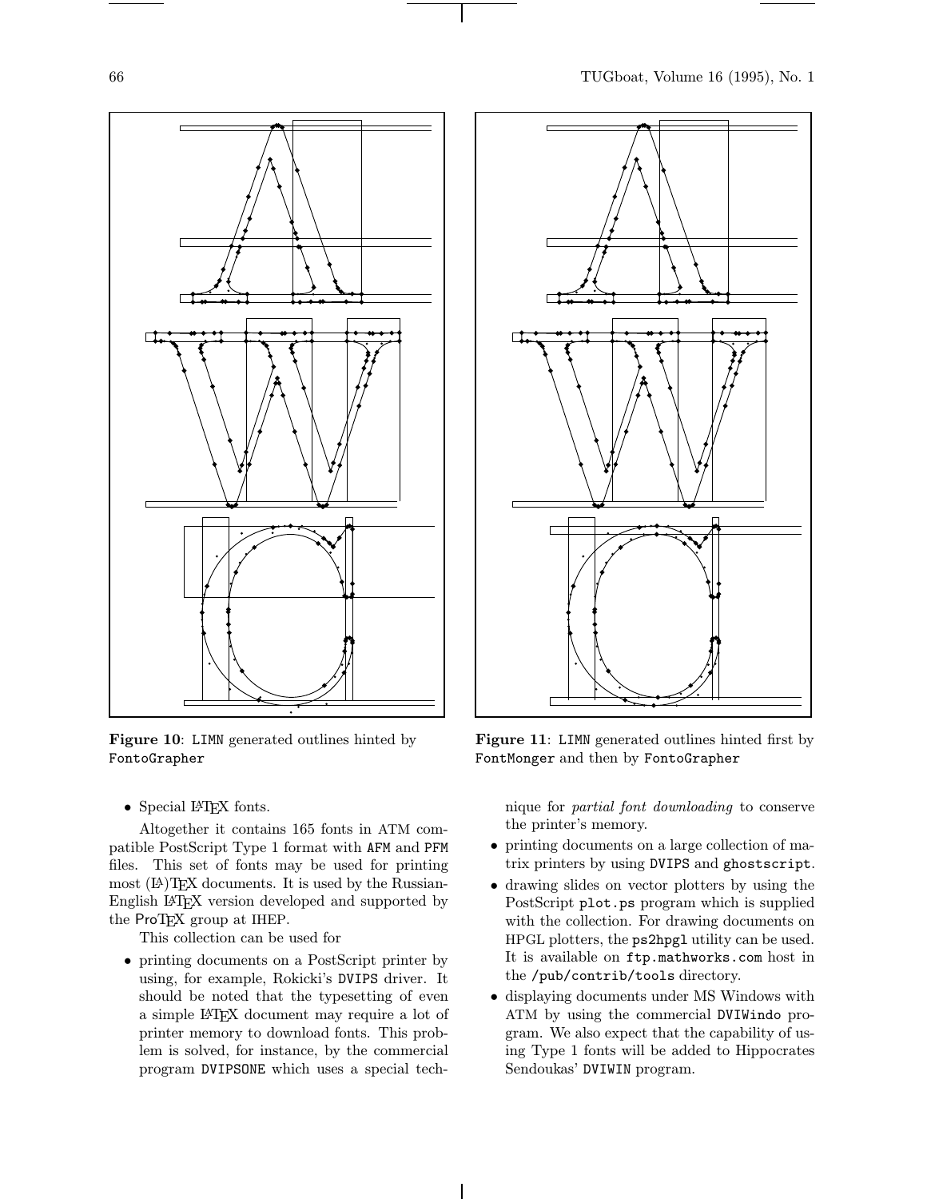**Figure 10**: `LIMN` generated outlines hinted by `FontoGrapher`

**Figure 11**: `LIMN` generated outlines hinted first by `FontMonger` and then by `FontoGrapher`

- Special LaTeX fonts.

Altogether it contains 165 fonts in ATM compatible PostScript Type 1 format with `AFM` and `PFM` files. This set of fonts may be used for printing most (LA)TeX documents. It is used by the Russian-English LaTeX version developed and supported by the ProTeX group at IHEP.

This collection can be used for

- printing documents on a PostScript printer by using, for example, Rokicki's `DVIPS` driver. It should be noted that the typesetting of even a simple LaTeX document may require a lot of printer memory to download fonts. This problem is solved, for instance, by the commercial program `DVIPSONE` which uses a special technique for *partial font downloading* to conserve the printer's memory.
- printing documents on a large collection of matrix printers by using `DVIPS` and `ghostscript`.
- drawing slides on vector plotters by using the PostScript `plot.ps` program which is supplied with the collection. For drawing documents on HPGL plotters, the `ps2hpgl` utility can be used. It is available on `ftp.mathworks.com` host in the `/pub/contrib/tools` directory.
- displaying documents under MS Windows with ATM by using the commercial `DVIWindo` program. We also expect that the capability of using Type 1 fonts will be added to Hippocrates Sendoukas' `DVIWIN` program.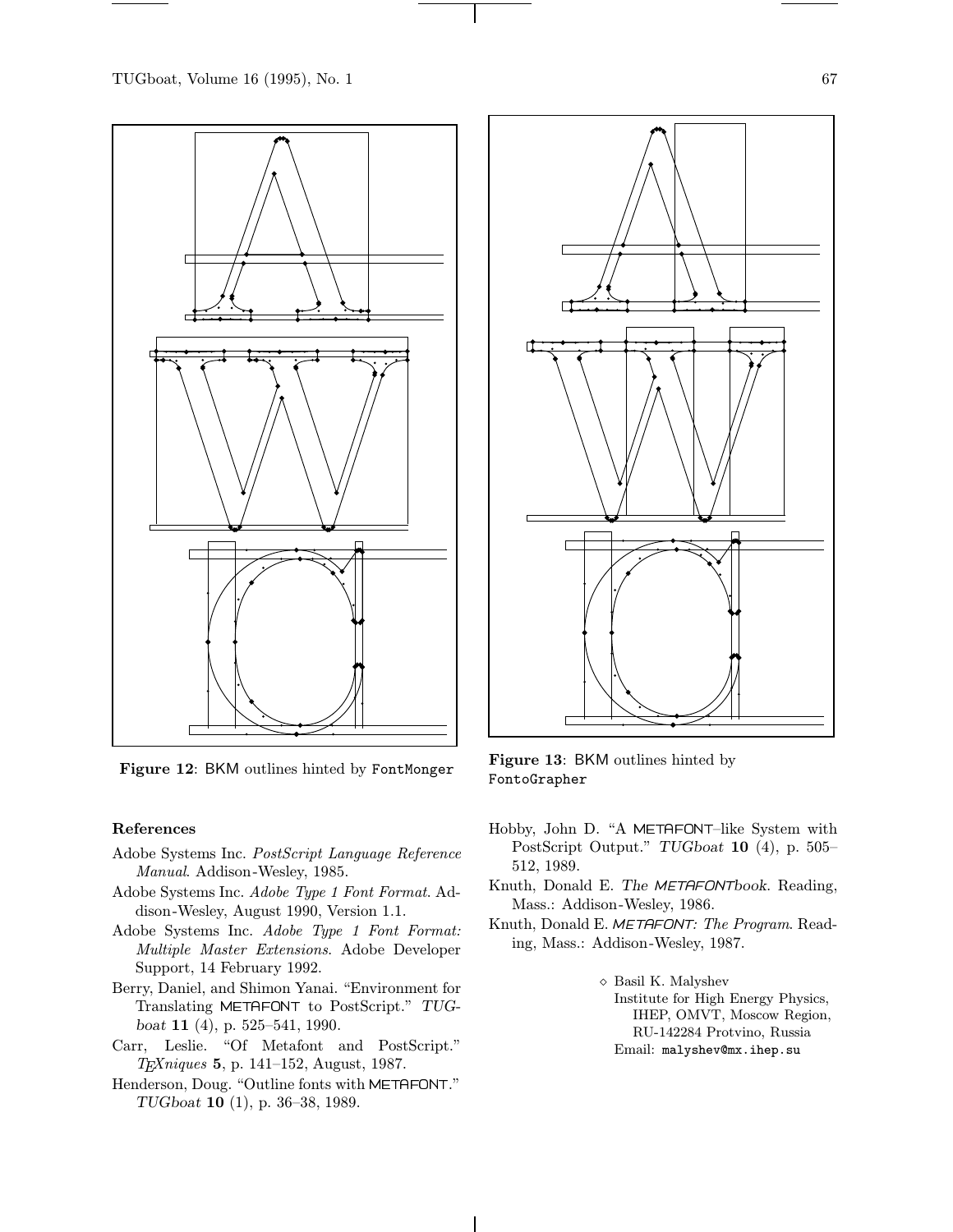**Figure 12**: BKM outlines hinted by `FontMonger`

**Figure 13**: BKM outlines hinted by `FontoGrapher`

#### References

Adobe Systems Inc. *PostScript Language Reference Manual*. Addison-Wesley, 1985.

Adobe Systems Inc. *Adobe Type 1 Font Format*. Addison-Wesley, August 1990, Version 1.1.

Adobe Systems Inc. *Adobe Type 1 Font Format: Multiple Master Extensions*. Adobe Developer Support, 14 February 1992.

Berry, Daniel, and Shimon Yanai. "Environment for Translating METAFONT to PostScript." *TUGboat* **11** (4), p. 525–541, 1990.

Carr, Leslie. "Of Metafont and PostScript." *TEXniques* **5**, p. 141–152, August, 1987.

Henderson, Doug. "Outline fonts with METAFONT." *TUGboat* **10** (1), p. 36–38, 1989.

Hobby, John D. "A METAFONT–like System with PostScript Output." *TUGboat* **10** (4), p. 505–512, 1989.

Knuth, Donald E. *The METAFONTbook*. Reading, Mass.: Addison-Wesley, 1986.

Knuth, Donald E. *METAFONT: The Program*. Reading, Mass.: Addison-Wesley, 1987.

◇ Basil K. Malyshev
Institute for High Energy Physics,
IHEP, OMVT, Moscow Region,
RU-142284 Protvino, Russia
Email: `malyshev@mx.ihep.su`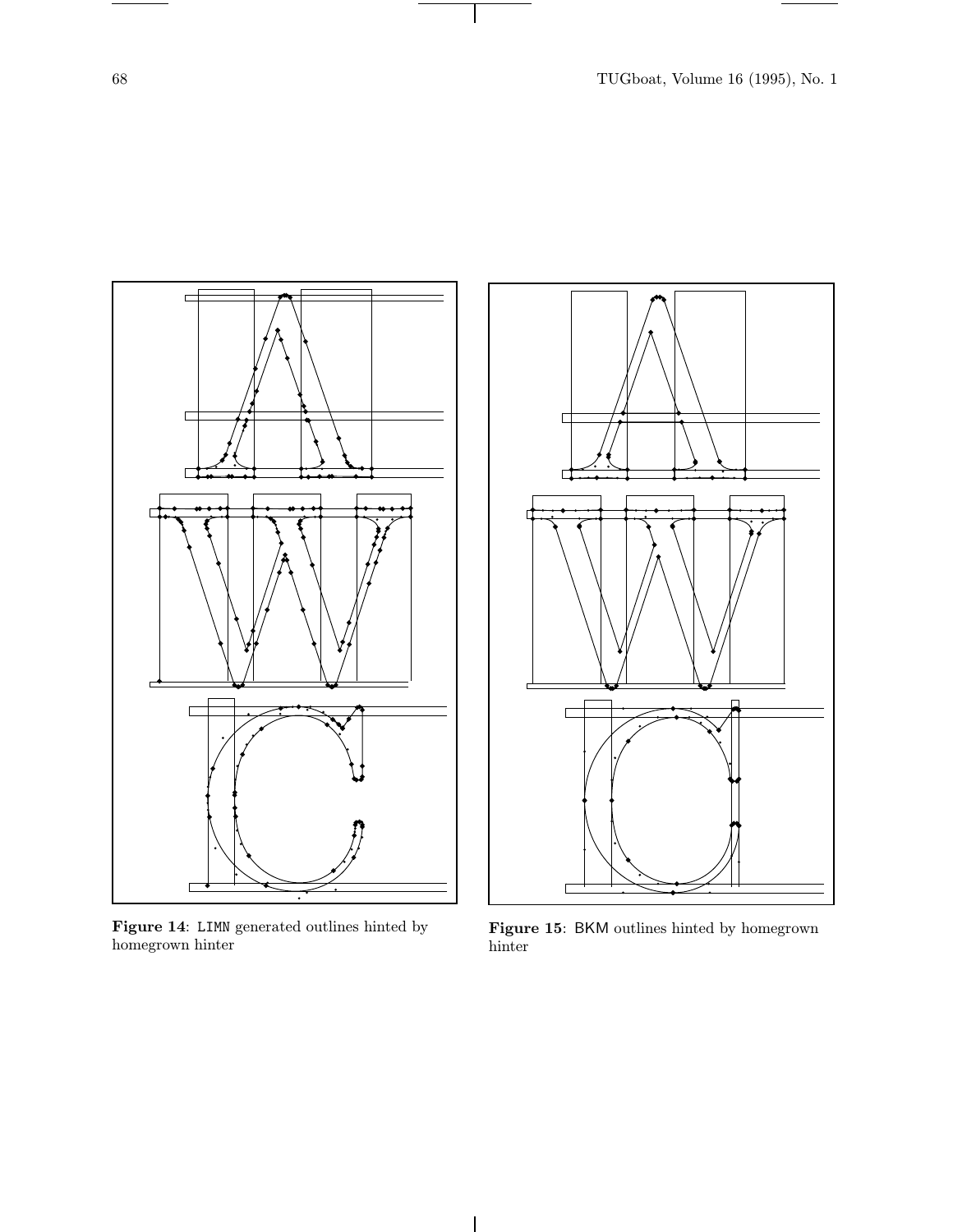**Figure 14**: LIMN generated outlines hinted by homegrown hinter

**Figure 15**: BKM outlines hinted by homegrown hinter